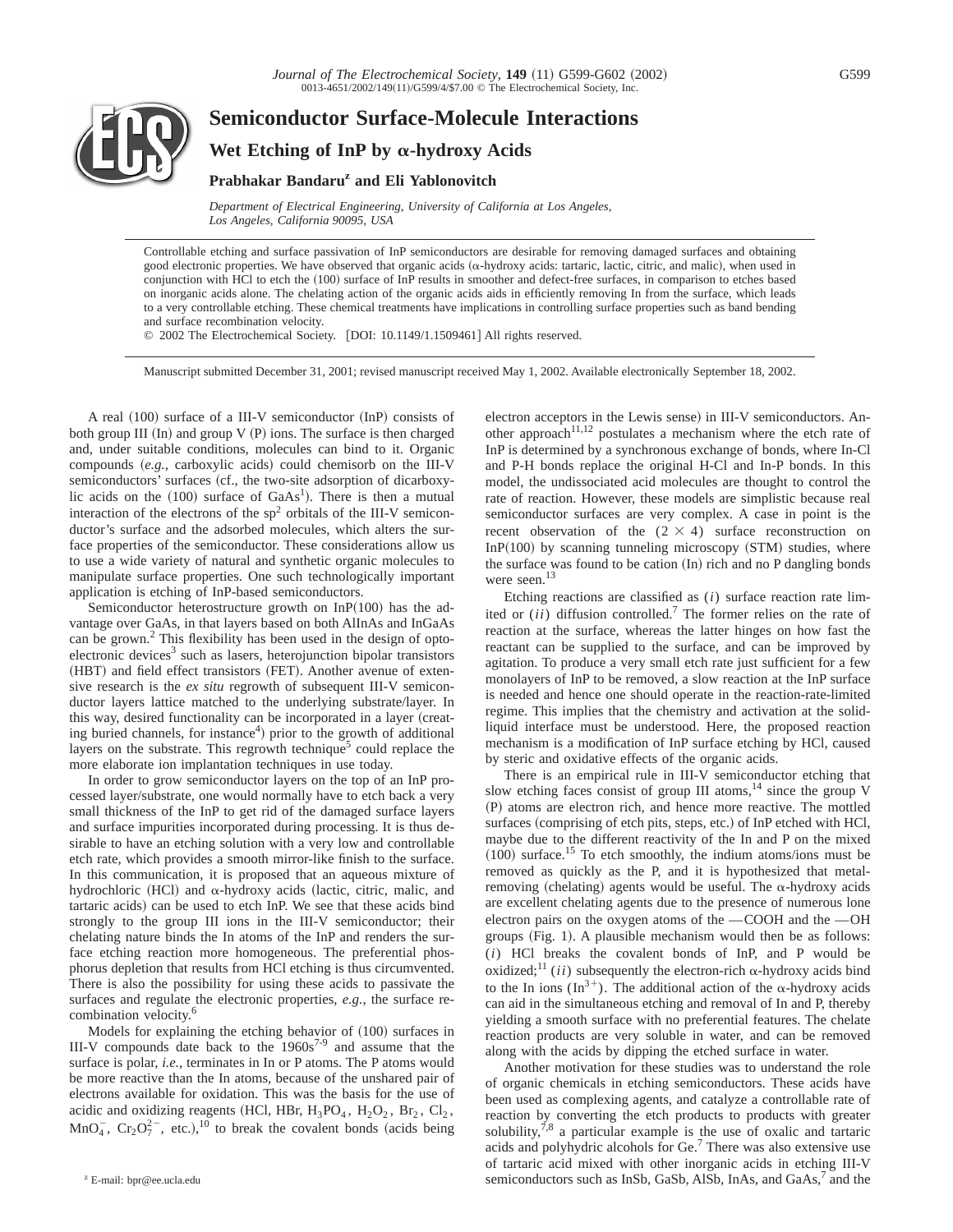# Semiconductor Surface-Molecule Interactions

## Wet Etching of InP by α-hydroxy Acids

**Prabhakar Bandaru[z] and Eli Yablonovitch**

*Department of Electrical Engineering, University of California at Los Angeles, Los Angeles, California 90095, USA*

Controllable etching and surface passivation of InP semiconductors are desirable for removing damaged surfaces and obtaining good electronic properties. We have observed that organic acids (α-hydroxy acids: tartaric, lactic, citric, and malic), when used in conjunction with HCl to etch the (100) surface of InP results in smoother and defect-free surfaces, in comparison to etches based on inorganic acids alone. The chelating action of the organic acids aids in efficiently removing In from the surface, which leads to a very controllable etching. These chemical treatments have implications in controlling surface properties such as band bending and surface recombination velocity.

© 2002 The Electrochemical Society. [DOI: 10.1149/1.1509461] All rights reserved.

Manuscript submitted December 31, 2001; revised manuscript received May 1, 2002. Available electronically September 18, 2002.

A real (100) surface of a III-V semiconductor (InP) consists of both group III (In) and group V (P) ions. The surface is then charged and, under suitable conditions, molecules can bind to it. Organic compounds (*e.g.*, carboxylic acids) could chemisorb on the III-V semiconductors' surfaces (cf., the two-site adsorption of dicarboxylic acids on the (100) surface of GaAs[1]). There is then a mutual interaction of the electrons of the $sp^2$ orbitals of the III-V semiconductor's surface and the adsorbed molecules, which alters the surface properties of the semiconductor. These considerations allow us to use a wide variety of natural and synthetic organic molecules to manipulate surface properties. One such technologically important application is etching of InP-based semiconductors.

Semiconductor heterostructure growth on InP(100) has the advantage over GaAs, in that layers based on both AlInAs and InGaAs can be grown.[2] This flexibility has been used in the design of optoelectronic devices[3] such as lasers, heterojunction bipolar transistors (HBT) and field effect transistors (FET). Another avenue of extensive research is the *ex situ* regrowth of subsequent III-V semiconductor layers lattice matched to the underlying substrate/layer. In this way, desired functionality can be incorporated in a layer (creating buried channels, for instance[4]) prior to the growth of additional layers on the substrate. This regrowth technique[5] could replace the more elaborate ion implantation techniques in use today.

In order to grow semiconductor layers on the top of an InP processed layer/substrate, one would normally have to etch back a very small thickness of the InP to get rid of the damaged surface layers and surface impurities incorporated during processing. It is thus desirable to have an etching solution with a very low and controllable etch rate, which provides a smooth mirror-like finish to the surface. In this communication, it is proposed that an aqueous mixture of hydrochloric (HCl) and α-hydroxy acids (lactic, citric, malic, and tartaric acids) can be used to etch InP. We see that these acids bind strongly to the group III ions in the III-V semiconductor; their chelating nature binds the In atoms of the InP and renders the surface etching reaction more homogeneous. The preferential phosphorus depletion that results from HCl etching is thus circumvented. There is also the possibility for using these acids to passivate the surfaces and regulate the electronic properties, *e.g.*, the surface recombination velocity.[6]

Models for explaining the etching behavior of (100) surfaces in III-V compounds date back to the 1960s[7-9] and assume that the surface is polar, *i.e.*, terminates in In or P atoms. The P atoms would be more reactive than the In atoms, because of the unshared pair of electrons available for oxidation. This was the basis for the use of acidic and oxidizing reagents (HCl, HBr, $H_3PO_4$, $H_2O_2$, $Br_2$, $Cl_2$, $MnO_4^-$, $Cr_2O_7^{2-}$, etc.),[10] to break the covalent bonds (acids being electron acceptors in the Lewis sense) in III-V semiconductors. Another approach[11,12] postulates a mechanism where the etch rate of InP is determined by a synchronous exchange of bonds, where In-Cl and P-H bonds replace the original H-Cl and In-P bonds. In this model, the undissociated acid molecules are thought to control the rate of reaction. However, these models are simplistic because real semiconductor surfaces are very complex. A case in point is the recent observation of the $(2 \times 4)$ surface reconstruction on InP(100) by scanning tunneling microscopy (STM) studies, where the surface was found to be cation (In) rich and no P dangling bonds were seen.[13]

Etching reactions are classified as (*i*) surface reaction rate limited or (*ii*) diffusion controlled.[7] The former relies on the rate of reaction at the surface, whereas the latter hinges on how fast the reactant can be supplied to the surface, and can be improved by agitation. To produce a very small etch rate just sufficient for a few monolayers of InP to be removed, a slow reaction at the InP surface is needed and hence one should operate in the reaction-rate-limited regime. This implies that the chemistry and activation at the solid-liquid interface must be understood. Here, the proposed reaction mechanism is a modification of InP surface etching by HCl, caused by steric and oxidative effects of the organic acids.

There is an empirical rule in III-V semiconductor etching that slow etching faces consist of group III atoms,[14] since the group V (P) atoms are electron rich, and hence more reactive. The mottled surfaces (comprising of etch pits, steps, etc.) of InP etched with HCl, maybe due to the different reactivity of the In and P on the mixed (100) surface.[15] To etch smoothly, the indium atoms/ions must be removed as quickly as the P, and it is hypothesized that metal-removing (chelating) agents would be useful. The α-hydroxy acids are excellent chelating agents due to the presence of numerous lone electron pairs on the oxygen atoms of the —COOH and the —OH groups (Fig. 1). A plausible mechanism would then be as follows: (*i*) HCl breaks the covalent bonds of InP, and P would be oxidized;[11] (*ii*) subsequently the electron-rich α-hydroxy acids bind to the In ions ($In^{3+}$). The additional action of the α-hydroxy acids can aid in the simultaneous etching and removal of In and P, thereby yielding a smooth surface with no preferential features. The chelate reaction products are very soluble in water, and can be removed along with the acids by dipping the etched surface in water.

Another motivation for these studies was to understand the role of organic chemicals in etching semiconductors. These acids have been used as complexing agents, and catalyze a controllable rate of reaction by converting the etch products to products with greater solubility,[7,8] a particular example is the use of oxalic and tartaric acids and polyhydric alcohols for Ge.[7] There was also extensive use of tartaric acid mixed with other inorganic acids in etching III-V semiconductors such as InSb, GaSb, AlSb, InAs, and GaAs,[7] and the

[z] E-mail: bpr@ee.ucla.edu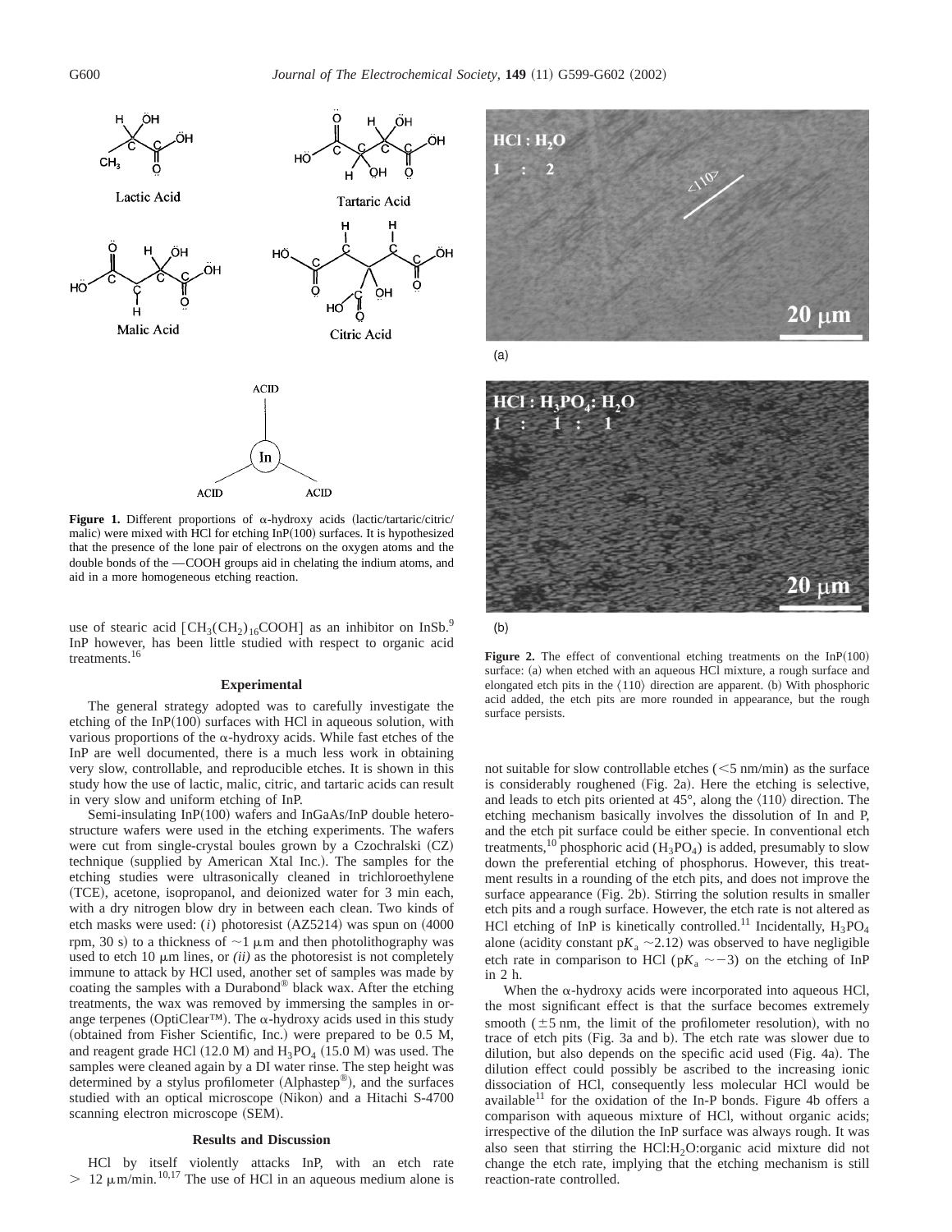Figure 1. Different proportions of α-hydroxy acids (lactic/tartaric/citric/malic) were mixed with HCl for etching InP(100) surfaces. It is hypothesized that the presence of the lone pair of electrons on the oxygen atoms and the double bonds of the —COOH groups aid in chelating the indium atoms, and aid in a more homogeneous etching reaction.

use of stearic acid [$CH_3(CH_2)_{16}COOH$] as an inhibitor on InSb.[9] InP however, has been little studied with respect to organic acid treatments.[16]

## Experimental

The general strategy adopted was to carefully investigate the etching of the InP(100) surfaces with HCl in aqueous solution, with various proportions of the α-hydroxy acids. While fast etches of the InP are well documented, there is a much less work in obtaining very slow, controllable, and reproducible etches. It is shown in this study how the use of lactic, malic, citric, and tartaric acids can result in very slow and uniform etching of InP.

Semi-insulating InP(100) wafers and InGaAs/InP double heterostructure wafers were used in the etching experiments. The wafers were cut from single-crystal boules grown by a Czochralski (CZ) technique (supplied by American Xtal Inc.). The samples for the etching studies were ultrasonically cleaned in trichloroethylene (TCE), acetone, isopropanol, and deionized water for 3 min each, with a dry nitrogen blow dry in between each clean. Two kinds of etch masks were used: (*i*) photoresist (AZ5214) was spun on (4000 rpm, 30 s) to a thickness of ~1 μm and then photolithography was used to etch 10 μm lines, or *(ii)* as the photoresist is not completely immune to attack by HCl used, another set of samples was made by coating the samples with a Durabond® black wax. After the etching treatments, the wax was removed by immersing the samples in orange terpenes (OptiClear™). The α-hydroxy acids used in this study (obtained from Fisher Scientific, Inc.) were prepared to be 0.5 M, and reagent grade HCl (12.0 M) and $H_3PO_4$ (15.0 M) was used. The samples were cleaned again by a DI water rinse. The step height was determined by a stylus profilometer (Alphastep®), and the surfaces studied with an optical microscope (Nikon) and a Hitachi S-4700 scanning electron microscope (SEM).

## Results and Discussion

HCl by itself violently attacks InP, with an etch rate > 12 μm/min.[10,17] The use of HCl in an aqueous medium alone is not suitable for slow controllable etches (<5 nm/min) as the surface is considerably roughened (Fig. 2a). Here the etching is selective, and leads to etch pits oriented at 45°, along the ⟨110⟩ direction. The etching mechanism basically involves the dissolution of In and P, and the etch pit surface could be either specie. In conventional etch treatments,[10] phosphoric acid ($H_3PO_4$) is added, presumably to slow down the preferential etching of phosphorus. However, this treatment results in a rounding of the etch pits, and does not improve the surface appearance (Fig. 2b). Stirring the solution results in smaller etch pits and a rough surface. However, the etch rate is not altered as HCl etching of InP is kinetically controlled.[11] Incidentally, $H_3PO_4$ alone (acidity constant p$K_a$ ~2.12) was observed to have negligible etch rate in comparison to HCl (p$K_a$ ~−3) on the etching of InP in 2 h.

Figure 2. The effect of conventional etching treatments on the InP(100) surface: (a) when etched with an aqueous HCl mixture, a rough surface and elongated etch pits in the ⟨110⟩ direction are apparent. (b) With phosphoric acid added, the etch pits are more rounded in appearance, but the rough surface persists.

When the α-hydroxy acids were incorporated into aqueous HCl, the most significant effect is that the surface becomes extremely smooth (±5 nm, the limit of the profilometer resolution), with no trace of etch pits (Fig. 3a and b). The etch rate was slower due to dilution, but also depends on the specific acid used (Fig. 4a). The dilution effect could possibly be ascribed to the increasing ionic dissociation of HCl, consequently less molecular HCl would be available[11] for the oxidation of the In-P bonds. Figure 4b offers a comparison with aqueous mixture of HCl, without organic acids; irrespective of the dilution the InP surface was always rough. It was also seen that stirring the HCl:$H_2O$:organic acid mixture did not change the etch rate, implying that the etching mechanism is still reaction-rate controlled.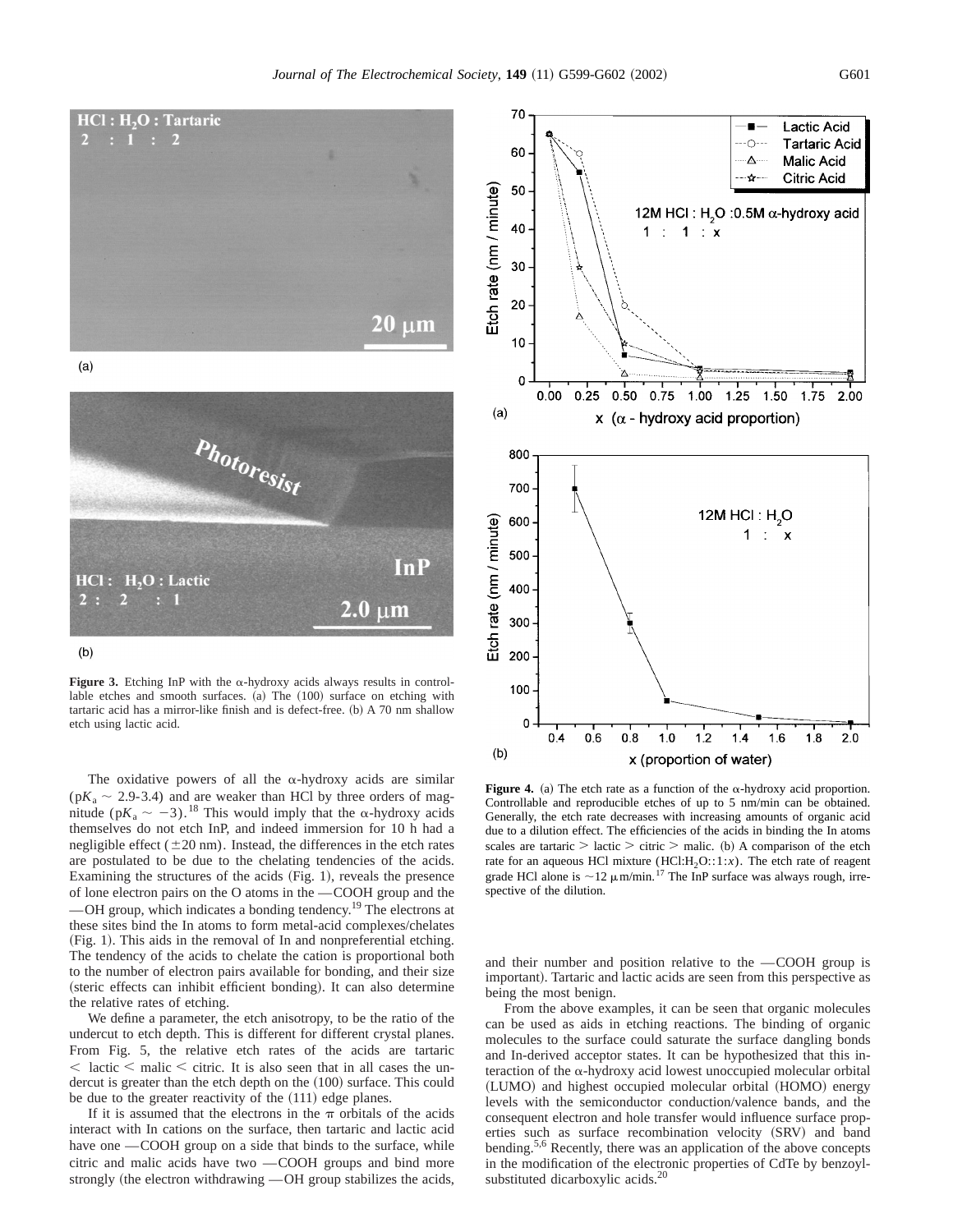**Figure 3.** Etching InP with the α-hydroxy acids always results in controllable etches and smooth surfaces. (a) The (100) surface on etching with tartaric acid has a mirror-like finish and is defect-free. (b) A 70 nm shallow etch using lactic acid.

The oxidative powers of all the α-hydroxy acids are similar ($pK_a \sim 2.9$-$3.4$) and are weaker than HCl by three orders of magnitude ($pK_a \sim -3$).[18] This would imply that the α-hydroxy acids themselves do not etch InP, and indeed immersion for 10 h had a negligible effect (±20 nm). Instead, the differences in the etch rates are postulated to be due to the chelating tendencies of the acids. Examining the structures of the acids (Fig. 1), reveals the presence of lone electron pairs on the O atoms in the —COOH group and the —OH group, which indicates a bonding tendency.[19] The electrons at these sites bind the In atoms to form metal-acid complexes/chelates (Fig. 1). This aids in the removal of In and nonpreferential etching. The tendency of the acids to chelate the cation is proportional both to the number of electron pairs available for bonding, and their size (steric effects can inhibit efficient bonding). It can also determine the relative rates of etching.

We define a parameter, the etch anisotropy, to be the ratio of the undercut to etch depth. This is different for different crystal planes. From Fig. 5, the relative etch rates of the acids are tartaric < lactic < malic < citric. It is also seen that in all cases the undercut is greater than the etch depth on the (100) surface. This could be due to the greater reactivity of the (111) edge planes.

If it is assumed that the electrons in the π orbitals of the acids interact with In cations on the surface, then tartaric and lactic acid have one —COOH group on a side that binds to the surface, while citric and malic acids have two —COOH groups and bind more strongly (the electron withdrawing —OH group stabilizes the acids, and their number and position relative to the —COOH group is important). Tartaric and lactic acids are seen from this perspective as being the most benign.

From the above examples, it can be seen that organic molecules can be used as aids in etching reactions. The binding of organic molecules to the surface could saturate the surface dangling bonds and In-derived acceptor states. It can be hypothesized that this interaction of the α-hydroxy acid lowest unoccupied molecular orbital (LUMO) and highest occupied molecular orbital (HOMO) energy levels with the semiconductor conduction/valence bands, and the consequent electron and hole transfer would influence surface properties such as surface recombination velocity (SRV) and band bending.[5,6] Recently, there was an application of the above concepts in the modification of the electronic properties of CdTe by benzoyl-substituted dicarboxylic acids.[20]

**Figure 4.** (a) The etch rate as a function of the α-hydroxy acid proportion. Controllable and reproducible etches of up to 5 nm/min can be obtained. Generally, the etch rate decreases with increasing amounts of organic acid due to a dilution effect. The efficiencies of the acids in binding the In atoms scales are tartaric > lactic > citric > malic. (b) A comparison of the etch rate for an aqueous HCl mixture ($HCl:H_2O::1:x$). The etch rate of reagent grade HCl alone is ~12 μm/min.[17] The InP surface was always rough, irrespective of the dilution.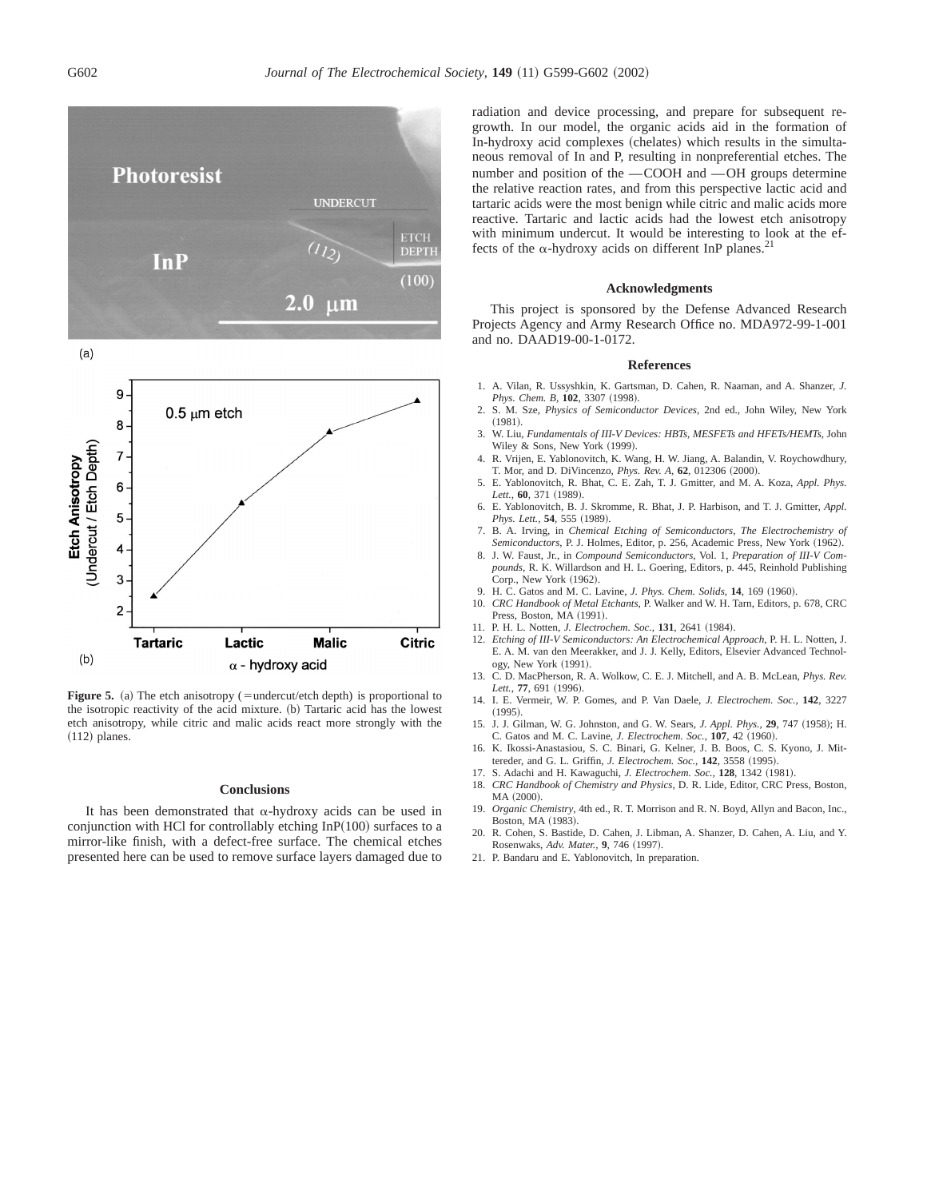Photoresist

UNDERCUT

ETCH DEPTH

(112)

InP

(100)

2.0 μm

(a)

0.5 μm etch

Etch Anisotropy (Undercut / Etch Depth)

9
8
7
6
5
4
3
2

Tartaric
Lactic
Malic
Citric

α - hydroxy acid

(b)

**Figure 5.** (a) The etch anisotropy (=undercut/etch depth) is proportional to the isotropic reactivity of the acid mixture. (b) Tartaric acid has the lowest etch anisotropy, while citric and malic acids react more strongly with the (112) planes.

## Conclusions

It has been demonstrated that α-hydroxy acids can be used in conjunction with HCl for controllably etching InP(100) surfaces to a mirror-like finish, with a defect-free surface. The chemical etches presented here can be used to remove surface layers damaged due to radiation and device processing, and prepare for subsequent regrowth. In our model, the organic acids aid in the formation of In-hydroxy acid complexes (chelates) which results in the simultaneous removal of In and P, resulting in nonpreferential etches. The number and position of the —COOH and —OH groups determine the relative reaction rates, and from this perspective lactic acid and tartaric acids were the most benign while citric and malic acids more reactive. Tartaric and lactic acids had the lowest etch anisotropy with minimum undercut. It would be interesting to look at the effects of the α-hydroxy acids on different InP planes.[21]

## Acknowledgments

This project is sponsored by the Defense Advanced Research Projects Agency and Army Research Office no. MDA972-99-1-001 and no. DAAD19-00-1-0172.

## References

1. A. Vilan, R. Ussyshkin, K. Gartsman, D. Cahen, R. Naaman, and A. Shanzer, *J. Phys. Chem. B*, **102**, 3307 (1998).
2. S. M. Sze, *Physics of Semiconductor Devices*, 2nd ed., John Wiley, New York (1981).
3. W. Liu, *Fundamentals of III-V Devices: HBTs, MESFETs and HFETs/HEMTs*, John Wiley & Sons, New York (1999).
4. R. Vrijen, E. Yablonovitch, K. Wang, H. W. Jiang, A. Balandin, V. Roychowdhury, T. Mor, and D. DiVincenzo, *Phys. Rev. A*, **62**, 012306 (2000).
5. E. Yablonovitch, R. Bhat, C. E. Zah, T. J. Gmitter, and M. A. Koza, *Appl. Phys. Lett.*, **60**, 371 (1989).
6. E. Yablonovitch, B. J. Skromme, R. Bhat, J. P. Harbison, and T. J. Gmitter, *Appl. Phys. Lett.*, **54**, 555 (1989).
7. B. A. Irving, in *Chemical Etching of Semiconductors, The Electrochemistry of Semiconductors*, P. J. Holmes, Editor, p. 256, Academic Press, New York (1962).
8. J. W. Faust, Jr., in *Compound Semiconductors*, Vol. 1, *Preparation of III-V Compounds*, R. K. Willardson and H. L. Goering, Editors, p. 445, Reinhold Publishing Corp., New York (1962).
9. H. C. Gatos and M. C. Lavine, *J. Phys. Chem. Solids*, **14**, 169 (1960).
10. *CRC Handbook of Metal Etchants*, P. Walker and W. H. Tarn, Editors, p. 678, CRC Press, Boston, MA (1991).
11. P. H. L. Notten, *J. Electrochem. Soc.*, **131**, 2641 (1984).
12. *Etching of III-V Semiconductors: An Electrochemical Approach*, P. H. L. Notten, J. E. A. M. van den Meerakker, and J. J. Kelly, Editors, Elsevier Advanced Technology, New York (1991).
13. C. D. MacPherson, R. A. Wolkow, C. E. J. Mitchell, and A. B. McLean, *Phys. Rev. Lett.*, **77**, 691 (1996).
14. I. E. Vermeir, W. P. Gomes, and P. Van Daele, *J. Electrochem. Soc.*, **142**, 3227 (1995).
15. J. J. Gilman, W. G. Johnston, and G. W. Sears, *J. Appl. Phys.*, **29**, 747 (1958); H. C. Gatos and M. C. Lavine, *J. Electrochem. Soc.*, **107**, 42 (1960).
16. K. Ikossi-Anastasiou, S. C. Binari, G. Kelner, J. B. Boos, C. S. Kyono, J. Mittereder, and G. L. Griffin, *J. Electrochem. Soc.*, **142**, 3558 (1995).
17. S. Adachi and H. Kawaguchi, *J. Electrochem. Soc.*, **128**, 1342 (1981).
18. *CRC Handbook of Chemistry and Physics*, D. R. Lide, Editor, CRC Press, Boston, MA (2000).
19. *Organic Chemistry*, 4th ed., R. T. Morrison and R. N. Boyd, Allyn and Bacon, Inc., Boston, MA (1983).
20. R. Cohen, S. Bastide, D. Cahen, J. Libman, A. Shanzer, D. Cahen, A. Liu, and Y. Rosenwaks, *Adv. Mater.*, **9**, 746 (1997).
21. P. Bandaru and E. Yablonovitch, In preparation.